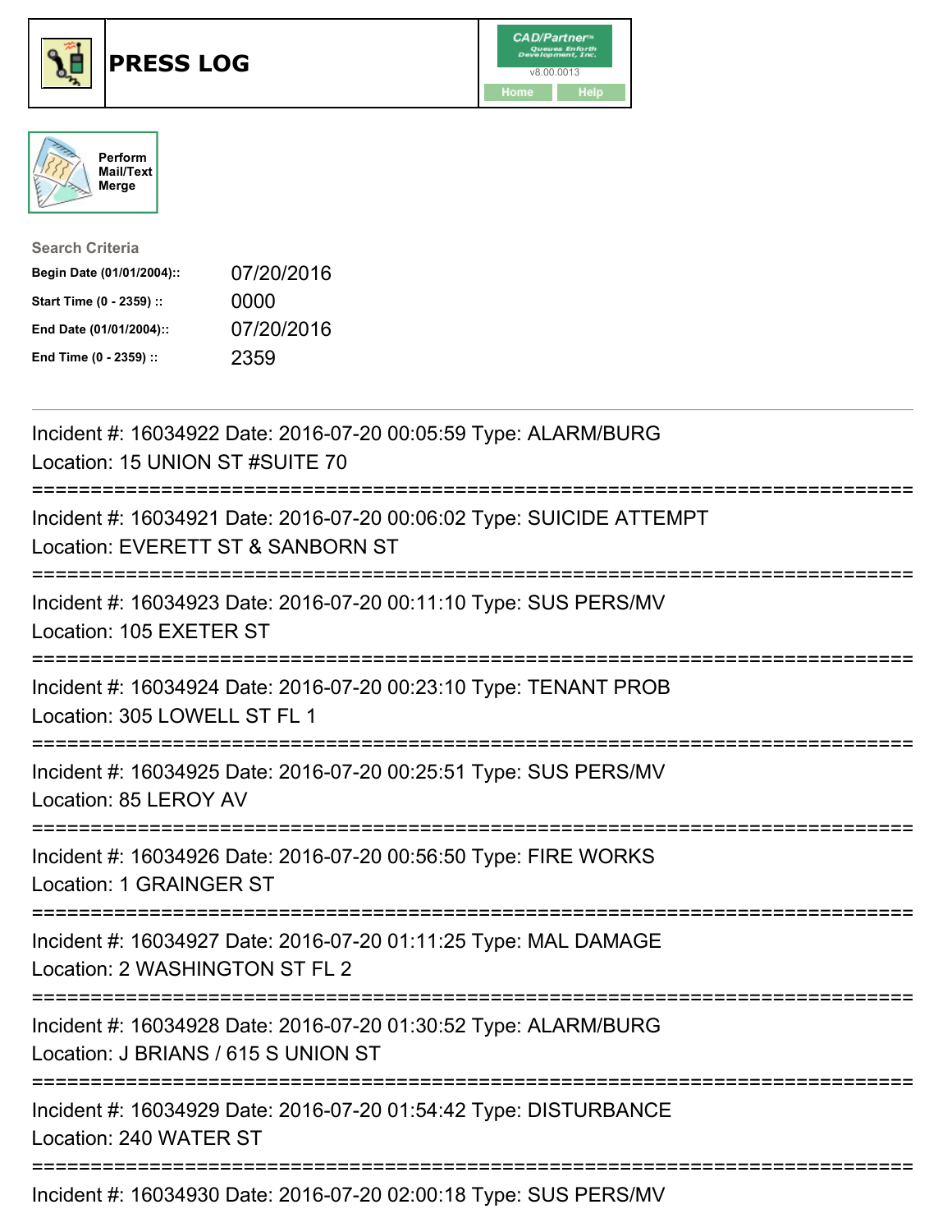# PRESS LOG

CAD/Partner v8.00.0013

Home Help

Perform Mail/Text Merge

**Search Criteria**

| | |
|---|---|
| **Begin Date (01/01/2004)::** | 07/20/2016 |
| **Start Time (0 - 2359) ::** | 0000 |
| **End Date (01/01/2004)::** | 07/20/2016 |
| **End Time (0 - 2359) ::** | 2359 |

---

Incident #: 16034922 Date: 2016-07-20 00:05:59 Type: ALARM/BURG
Location: 15 UNION ST #SUITE 70

===========================================================================

Incident #: 16034921 Date: 2016-07-20 00:06:02 Type: SUICIDE ATTEMPT
Location: EVERETT ST & SANBORN ST

===========================================================================

Incident #: 16034923 Date: 2016-07-20 00:11:10 Type: SUS PERS/MV
Location: 105 EXETER ST

===========================================================================

Incident #: 16034924 Date: 2016-07-20 00:23:10 Type: TENANT PROB
Location: 305 LOWELL ST FL 1

===========================================================================

Incident #: 16034925 Date: 2016-07-20 00:25:51 Type: SUS PERS/MV
Location: 85 LEROY AV

===========================================================================

Incident #: 16034926 Date: 2016-07-20 00:56:50 Type: FIRE WORKS
Location: 1 GRAINGER ST

===========================================================================

Incident #: 16034927 Date: 2016-07-20 01:11:25 Type: MAL DAMAGE
Location: 2 WASHINGTON ST FL 2

===========================================================================

Incident #: 16034928 Date: 2016-07-20 01:30:52 Type: ALARM/BURG
Location: J BRIANS / 615 S UNION ST

===========================================================================

Incident #: 16034929 Date: 2016-07-20 01:54:42 Type: DISTURBANCE
Location: 240 WATER ST

===========================================================================

Incident #: 16034930 Date: 2016-07-20 02:00:18 Type: SUS PERS/MV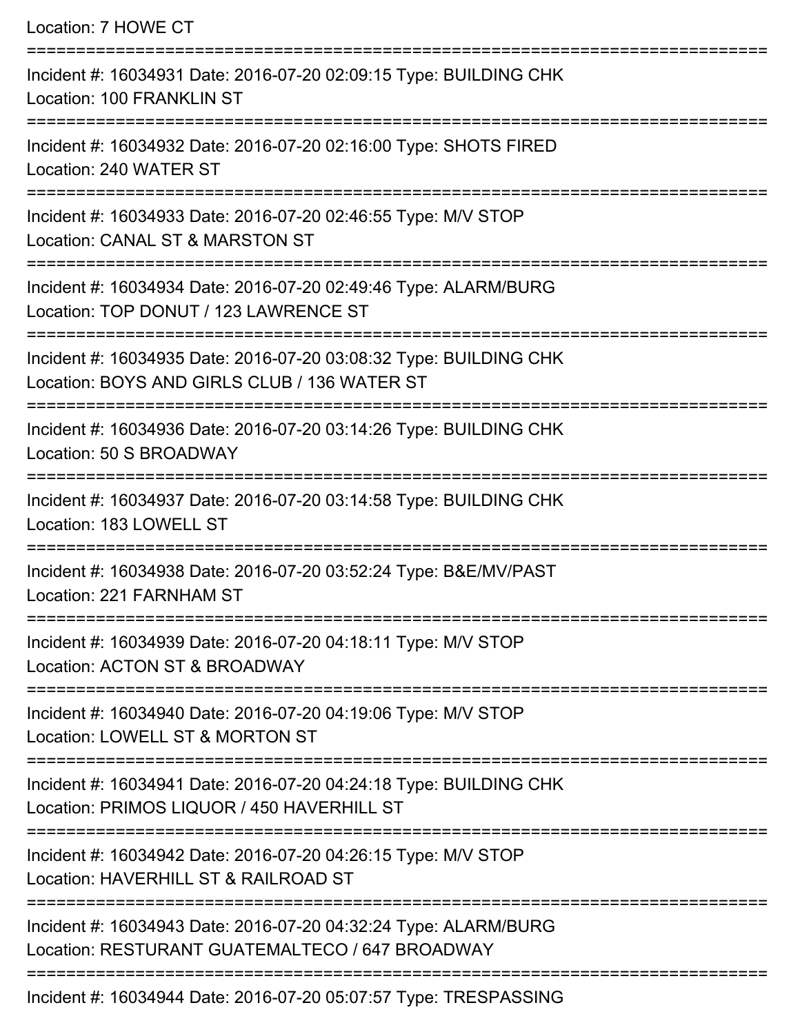Location: 7 HOWE CT

===========================================================================

Incident #: 16034931 Date: 2016-07-20 02:09:15 Type: BUILDING CHK
Location: 100 FRANKLIN ST

===========================================================================

Incident #: 16034932 Date: 2016-07-20 02:16:00 Type: SHOTS FIRED
Location: 240 WATER ST

===========================================================================

Incident #: 16034933 Date: 2016-07-20 02:46:55 Type: M/V STOP
Location: CANAL ST & MARSTON ST

===========================================================================

Incident #: 16034934 Date: 2016-07-20 02:49:46 Type: ALARM/BURG
Location: TOP DONUT / 123 LAWRENCE ST

===========================================================================

Incident #: 16034935 Date: 2016-07-20 03:08:32 Type: BUILDING CHK
Location: BOYS AND GIRLS CLUB / 136 WATER ST

===========================================================================

Incident #: 16034936 Date: 2016-07-20 03:14:26 Type: BUILDING CHK
Location: 50 S BROADWAY

===========================================================================

Incident #: 16034937 Date: 2016-07-20 03:14:58 Type: BUILDING CHK
Location: 183 LOWELL ST

===========================================================================

Incident #: 16034938 Date: 2016-07-20 03:52:24 Type: B&E/MV/PAST
Location: 221 FARNHAM ST

===========================================================================

Incident #: 16034939 Date: 2016-07-20 04:18:11 Type: M/V STOP
Location: ACTON ST & BROADWAY

===========================================================================

Incident #: 16034940 Date: 2016-07-20 04:19:06 Type: M/V STOP
Location: LOWELL ST & MORTON ST

===========================================================================

Incident #: 16034941 Date: 2016-07-20 04:24:18 Type: BUILDING CHK
Location: PRIMOS LIQUOR / 450 HAVERHILL ST

===========================================================================

Incident #: 16034942 Date: 2016-07-20 04:26:15 Type: M/V STOP
Location: HAVERHILL ST & RAILROAD ST

===========================================================================

Incident #: 16034943 Date: 2016-07-20 04:32:24 Type: ALARM/BURG
Location: RESTURANT GUATEMALTECO / 647 BROADWAY

===========================================================================

Incident #: 16034944 Date: 2016-07-20 05:07:57 Type: TRESPASSING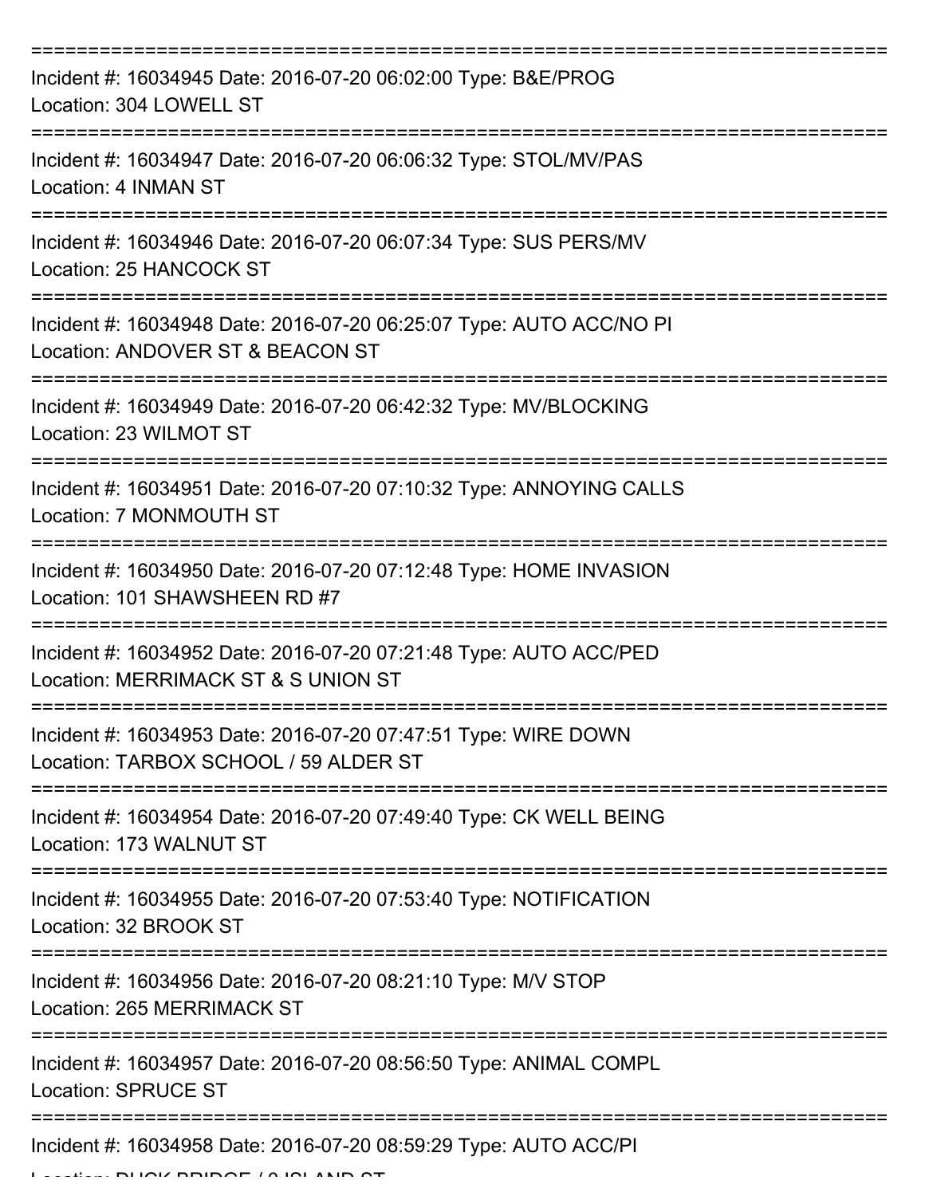===========================================================================

Incident #: 16034945 Date: 2016-07-20 06:02:00 Type: B&E/PROG
Location: 304 LOWELL ST

===========================================================================

Incident #: 16034947 Date: 2016-07-20 06:06:32 Type: STOL/MV/PAS
Location: 4 INMAN ST

===========================================================================

Incident #: 16034946 Date: 2016-07-20 06:07:34 Type: SUS PERS/MV
Location: 25 HANCOCK ST

===========================================================================

Incident #: 16034948 Date: 2016-07-20 06:25:07 Type: AUTO ACC/NO PI
Location: ANDOVER ST & BEACON ST

===========================================================================

Incident #: 16034949 Date: 2016-07-20 06:42:32 Type: MV/BLOCKING
Location: 23 WILMOT ST

===========================================================================

Incident #: 16034951 Date: 2016-07-20 07:10:32 Type: ANNOYING CALLS
Location: 7 MONMOUTH ST

===========================================================================

Incident #: 16034950 Date: 2016-07-20 07:12:48 Type: HOME INVASION
Location: 101 SHAWSHEEN RD #7

===========================================================================

Incident #: 16034952 Date: 2016-07-20 07:21:48 Type: AUTO ACC/PED
Location: MERRIMACK ST & S UNION ST

===========================================================================

Incident #: 16034953 Date: 2016-07-20 07:47:51 Type: WIRE DOWN
Location: TARBOX SCHOOL / 59 ALDER ST

===========================================================================

Incident #: 16034954 Date: 2016-07-20 07:49:40 Type: CK WELL BEING
Location: 173 WALNUT ST

===========================================================================

Incident #: 16034955 Date: 2016-07-20 07:53:40 Type: NOTIFICATION
Location: 32 BROOK ST

===========================================================================

Incident #: 16034956 Date: 2016-07-20 08:21:10 Type: M/V STOP
Location: 265 MERRIMACK ST

===========================================================================

Incident #: 16034957 Date: 2016-07-20 08:56:50 Type: ANIMAL COMPL
Location: SPRUCE ST

===========================================================================

Incident #: 16034958 Date: 2016-07-20 08:59:29 Type: AUTO ACC/PI
Location: DUCK BRIDGE / 0 ISLAND ST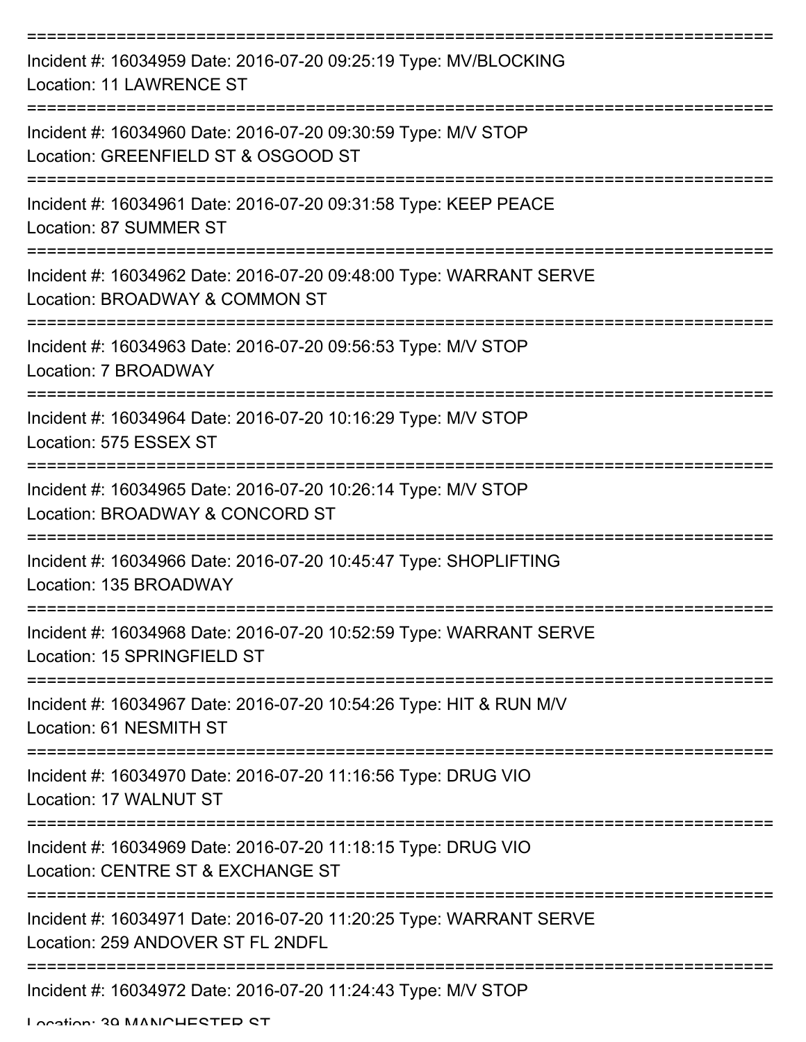==============================================================================

Incident #: 16034959 Date: 2016-07-20 09:25:19 Type: MV/BLOCKING
Location: 11 LAWRENCE ST

==============================================================================

Incident #: 16034960 Date: 2016-07-20 09:30:59 Type: M/V STOP
Location: GREENFIELD ST & OSGOOD ST

==============================================================================

Incident #: 16034961 Date: 2016-07-20 09:31:58 Type: KEEP PEACE
Location: 87 SUMMER ST

==============================================================================

Incident #: 16034962 Date: 2016-07-20 09:48:00 Type: WARRANT SERVE
Location: BROADWAY & COMMON ST

==============================================================================

Incident #: 16034963 Date: 2016-07-20 09:56:53 Type: M/V STOP
Location: 7 BROADWAY

==============================================================================

Incident #: 16034964 Date: 2016-07-20 10:16:29 Type: M/V STOP
Location: 575 ESSEX ST

==============================================================================

Incident #: 16034965 Date: 2016-07-20 10:26:14 Type: M/V STOP
Location: BROADWAY & CONCORD ST

==============================================================================

Incident #: 16034966 Date: 2016-07-20 10:45:47 Type: SHOPLIFTING
Location: 135 BROADWAY

==============================================================================

Incident #: 16034968 Date: 2016-07-20 10:52:59 Type: WARRANT SERVE
Location: 15 SPRINGFIELD ST

==============================================================================

Incident #: 16034967 Date: 2016-07-20 10:54:26 Type: HIT & RUN M/V
Location: 61 NESMITH ST

==============================================================================

Incident #: 16034970 Date: 2016-07-20 11:16:56 Type: DRUG VIO
Location: 17 WALNUT ST

==============================================================================

Incident #: 16034969 Date: 2016-07-20 11:18:15 Type: DRUG VIO
Location: CENTRE ST & EXCHANGE ST

==============================================================================

Incident #: 16034971 Date: 2016-07-20 11:20:25 Type: WARRANT SERVE
Location: 259 ANDOVER ST FL 2NDFL

==============================================================================

Incident #: 16034972 Date: 2016-07-20 11:24:43 Type: M/V STOP
Location: 39 MANCHESTER ST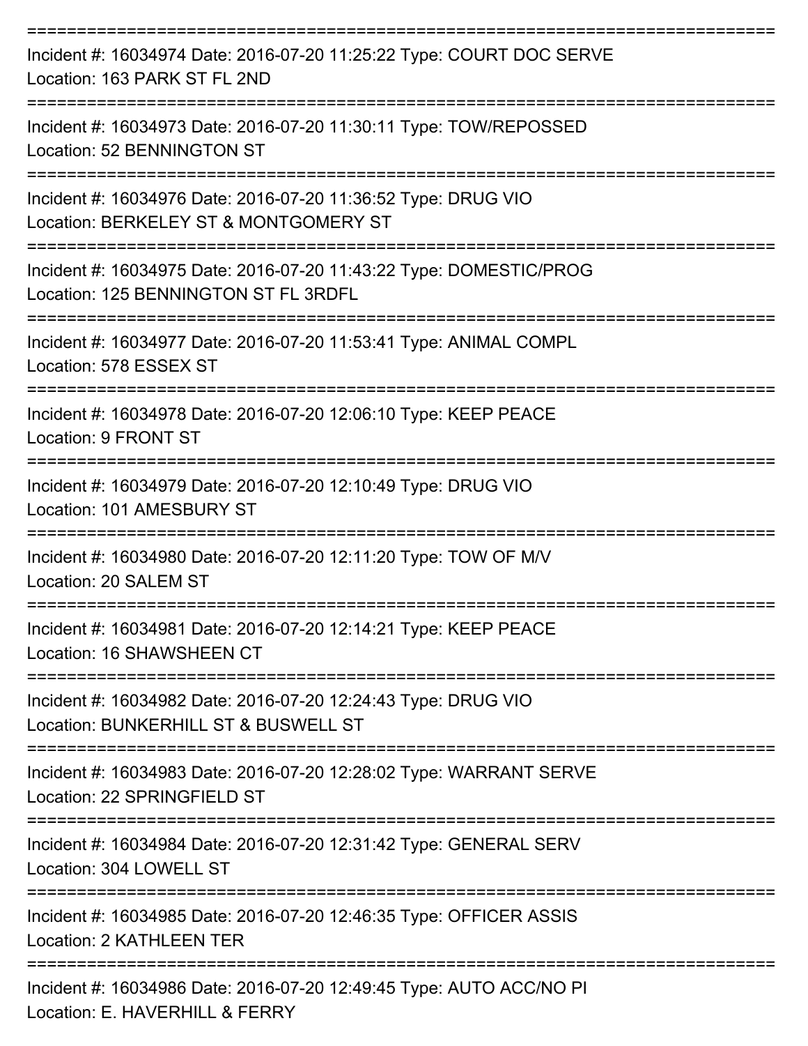===========================================================================
Incident #: 16034974 Date: 2016-07-20 11:25:22 Type: COURT DOC SERVE
Location: 163 PARK ST FL 2ND
===========================================================================
Incident #: 16034973 Date: 2016-07-20 11:30:11 Type: TOW/REPOSSED
Location: 52 BENNINGTON ST
===========================================================================
Incident #: 16034976 Date: 2016-07-20 11:36:52 Type: DRUG VIO
Location: BERKELEY ST & MONTGOMERY ST
===========================================================================
Incident #: 16034975 Date: 2016-07-20 11:43:22 Type: DOMESTIC/PROG
Location: 125 BENNINGTON ST FL 3RDFL
===========================================================================
Incident #: 16034977 Date: 2016-07-20 11:53:41 Type: ANIMAL COMPL
Location: 578 ESSEX ST
===========================================================================
Incident #: 16034978 Date: 2016-07-20 12:06:10 Type: KEEP PEACE
Location: 9 FRONT ST
===========================================================================
Incident #: 16034979 Date: 2016-07-20 12:10:49 Type: DRUG VIO
Location: 101 AMESBURY ST
===========================================================================
Incident #: 16034980 Date: 2016-07-20 12:11:20 Type: TOW OF M/V
Location: 20 SALEM ST
===========================================================================
Incident #: 16034981 Date: 2016-07-20 12:14:21 Type: KEEP PEACE
Location: 16 SHAWSHEEN CT
===========================================================================
Incident #: 16034982 Date: 2016-07-20 12:24:43 Type: DRUG VIO
Location: BUNKERHILL ST & BUSWELL ST
===========================================================================
Incident #: 16034983 Date: 2016-07-20 12:28:02 Type: WARRANT SERVE
Location: 22 SPRINGFIELD ST
===========================================================================
Incident #: 16034984 Date: 2016-07-20 12:31:42 Type: GENERAL SERV
Location: 304 LOWELL ST
===========================================================================
Incident #: 16034985 Date: 2016-07-20 12:46:35 Type: OFFICER ASSIS
Location: 2 KATHLEEN TER
===========================================================================
Incident #: 16034986 Date: 2016-07-20 12:49:45 Type: AUTO ACC/NO PI
Location: E. HAVERHILL & FERRY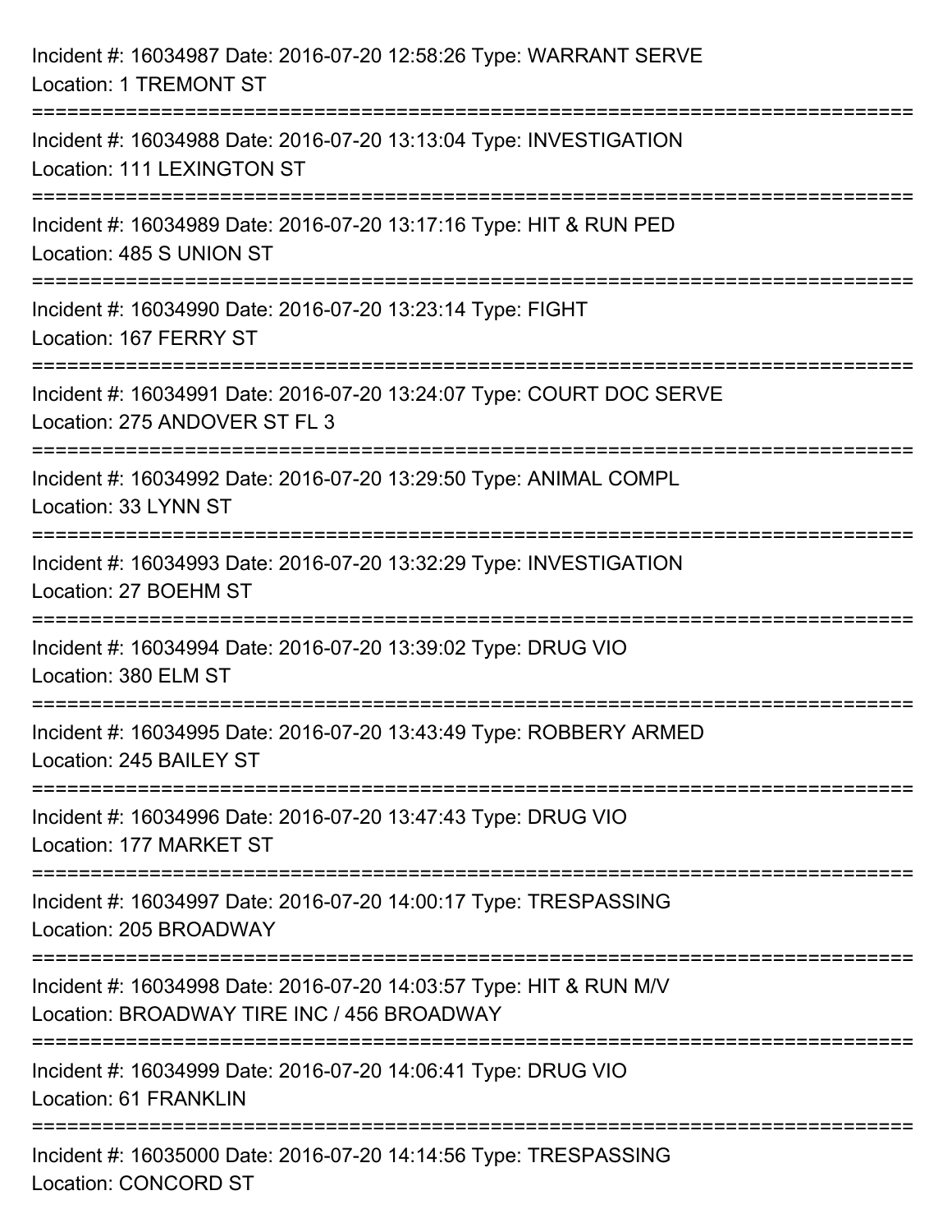Incident #: 16034987 Date: 2016-07-20 12:58:26 Type: WARRANT SERVE
Location: 1 TREMONT ST

===========================================================================

Incident #: 16034988 Date: 2016-07-20 13:13:04 Type: INVESTIGATION
Location: 111 LEXINGTON ST

===========================================================================

Incident #: 16034989 Date: 2016-07-20 13:17:16 Type: HIT & RUN PED
Location: 485 S UNION ST

===========================================================================

Incident #: 16034990 Date: 2016-07-20 13:23:14 Type: FIGHT
Location: 167 FERRY ST

===========================================================================

Incident #: 16034991 Date: 2016-07-20 13:24:07 Type: COURT DOC SERVE
Location: 275 ANDOVER ST FL 3

===========================================================================

Incident #: 16034992 Date: 2016-07-20 13:29:50 Type: ANIMAL COMPL
Location: 33 LYNN ST

===========================================================================

Incident #: 16034993 Date: 2016-07-20 13:32:29 Type: INVESTIGATION
Location: 27 BOEHM ST

===========================================================================

Incident #: 16034994 Date: 2016-07-20 13:39:02 Type: DRUG VIO
Location: 380 ELM ST

===========================================================================

Incident #: 16034995 Date: 2016-07-20 13:43:49 Type: ROBBERY ARMED
Location: 245 BAILEY ST

===========================================================================

Incident #: 16034996 Date: 2016-07-20 13:47:43 Type: DRUG VIO
Location: 177 MARKET ST

===========================================================================

Incident #: 16034997 Date: 2016-07-20 14:00:17 Type: TRESPASSING
Location: 205 BROADWAY

===========================================================================

Incident #: 16034998 Date: 2016-07-20 14:03:57 Type: HIT & RUN M/V
Location: BROADWAY TIRE INC / 456 BROADWAY

===========================================================================

Incident #: 16034999 Date: 2016-07-20 14:06:41 Type: DRUG VIO
Location: 61 FRANKLIN

===========================================================================

Incident #: 16035000 Date: 2016-07-20 14:14:56 Type: TRESPASSING
Location: CONCORD ST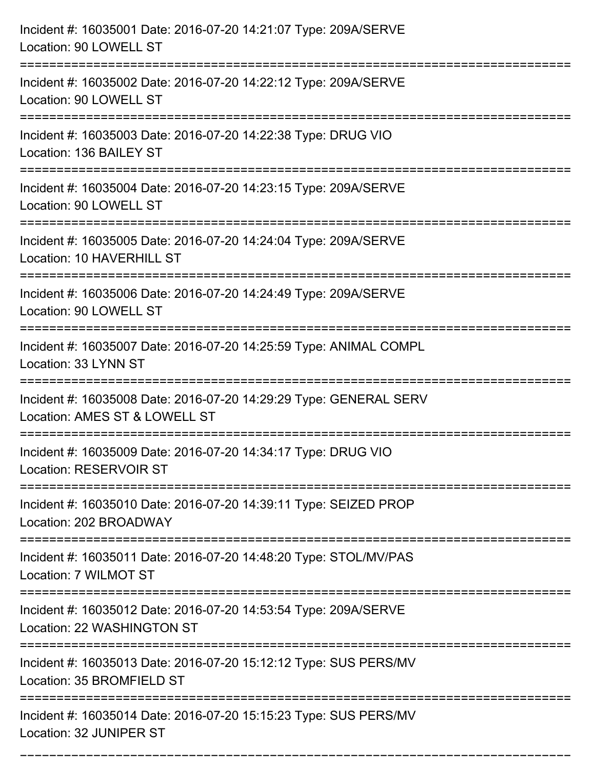Incident #: 16035001 Date: 2016-07-20 14:21:07 Type: 209A/SERVE
Location: 90 LOWELL ST

===========================================================================

Incident #: 16035002 Date: 2016-07-20 14:22:12 Type: 209A/SERVE
Location: 90 LOWELL ST

===========================================================================

Incident #: 16035003 Date: 2016-07-20 14:22:38 Type: DRUG VIO
Location: 136 BAILEY ST

===========================================================================

Incident #: 16035004 Date: 2016-07-20 14:23:15 Type: 209A/SERVE
Location: 90 LOWELL ST

===========================================================================

Incident #: 16035005 Date: 2016-07-20 14:24:04 Type: 209A/SERVE
Location: 10 HAVERHILL ST

===========================================================================

Incident #: 16035006 Date: 2016-07-20 14:24:49 Type: 209A/SERVE
Location: 90 LOWELL ST

===========================================================================

Incident #: 16035007 Date: 2016-07-20 14:25:59 Type: ANIMAL COMPL
Location: 33 LYNN ST

===========================================================================

Incident #: 16035008 Date: 2016-07-20 14:29:29 Type: GENERAL SERV
Location: AMES ST & LOWELL ST

===========================================================================

Incident #: 16035009 Date: 2016-07-20 14:34:17 Type: DRUG VIO
Location: RESERVOIR ST

===========================================================================

Incident #: 16035010 Date: 2016-07-20 14:39:11 Type: SEIZED PROP
Location: 202 BROADWAY

===========================================================================

Incident #: 16035011 Date: 2016-07-20 14:48:20 Type: STOL/MV/PAS
Location: 7 WILMOT ST

===========================================================================

Incident #: 16035012 Date: 2016-07-20 14:53:54 Type: 209A/SERVE
Location: 22 WASHINGTON ST

===========================================================================

Incident #: 16035013 Date: 2016-07-20 15:12:12 Type: SUS PERS/MV
Location: 35 BROMFIELD ST

===========================================================================

Incident #: 16035014 Date: 2016-07-20 15:15:23 Type: SUS PERS/MV
Location: 32 JUNIPER ST

===========================================================================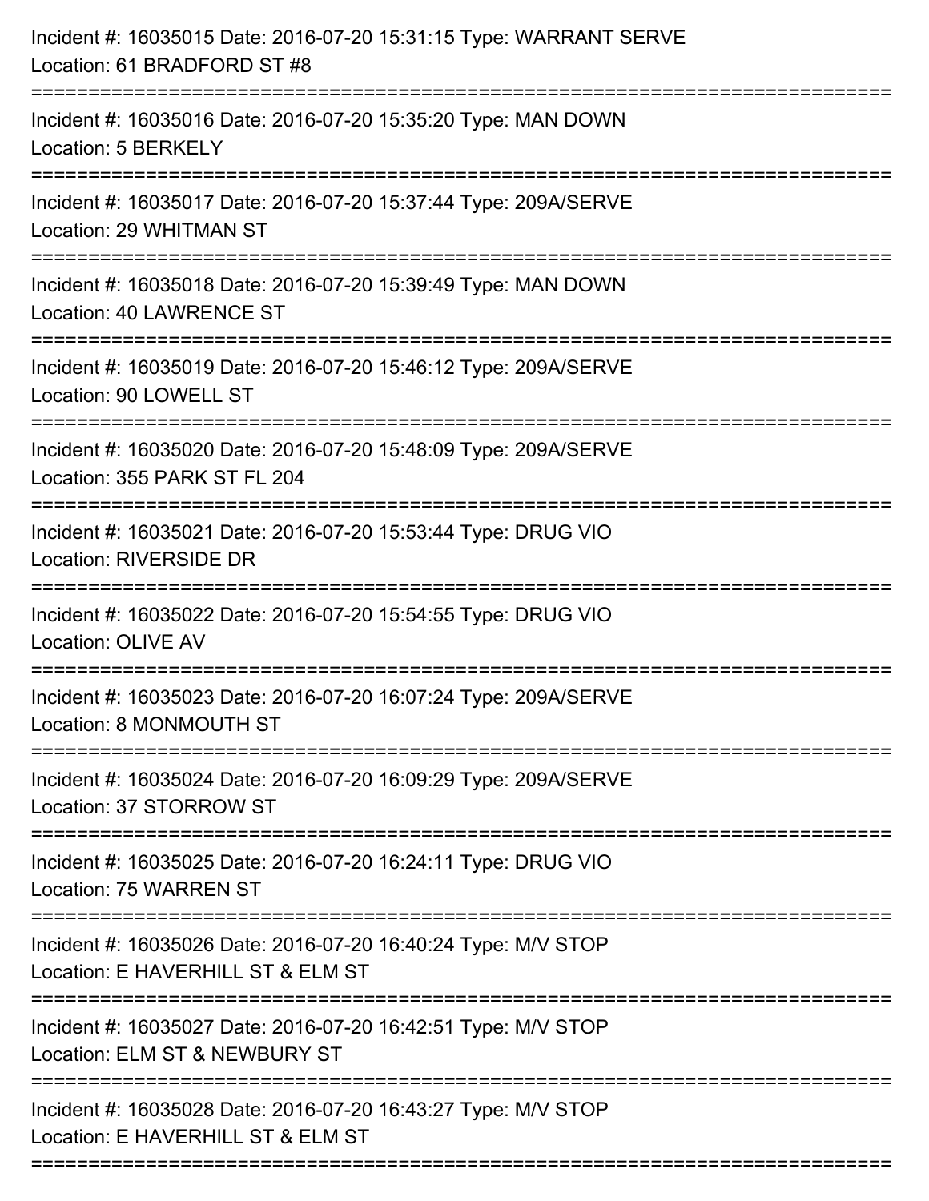Incident #: 16035015 Date: 2016-07-20 15:31:15 Type: WARRANT SERVE
Location: 61 BRADFORD ST #8

===========================================================================

Incident #: 16035016 Date: 2016-07-20 15:35:20 Type: MAN DOWN
Location: 5 BERKELY

===========================================================================

Incident #: 16035017 Date: 2016-07-20 15:37:44 Type: 209A/SERVE
Location: 29 WHITMAN ST

===========================================================================

Incident #: 16035018 Date: 2016-07-20 15:39:49 Type: MAN DOWN
Location: 40 LAWRENCE ST

===========================================================================

Incident #: 16035019 Date: 2016-07-20 15:46:12 Type: 209A/SERVE
Location: 90 LOWELL ST

===========================================================================

Incident #: 16035020 Date: 2016-07-20 15:48:09 Type: 209A/SERVE
Location: 355 PARK ST FL 204

===========================================================================

Incident #: 16035021 Date: 2016-07-20 15:53:44 Type: DRUG VIO
Location: RIVERSIDE DR

===========================================================================

Incident #: 16035022 Date: 2016-07-20 15:54:55 Type: DRUG VIO
Location: OLIVE AV

===========================================================================

Incident #: 16035023 Date: 2016-07-20 16:07:24 Type: 209A/SERVE
Location: 8 MONMOUTH ST

===========================================================================

Incident #: 16035024 Date: 2016-07-20 16:09:29 Type: 209A/SERVE
Location: 37 STORROW ST

===========================================================================

Incident #: 16035025 Date: 2016-07-20 16:24:11 Type: DRUG VIO
Location: 75 WARREN ST

===========================================================================

Incident #: 16035026 Date: 2016-07-20 16:40:24 Type: M/V STOP
Location: E HAVERHILL ST & ELM ST

===========================================================================

Incident #: 16035027 Date: 2016-07-20 16:42:51 Type: M/V STOP
Location: ELM ST & NEWBURY ST

===========================================================================

Incident #: 16035028 Date: 2016-07-20 16:43:27 Type: M/V STOP
Location: E HAVERHILL ST & ELM ST

===========================================================================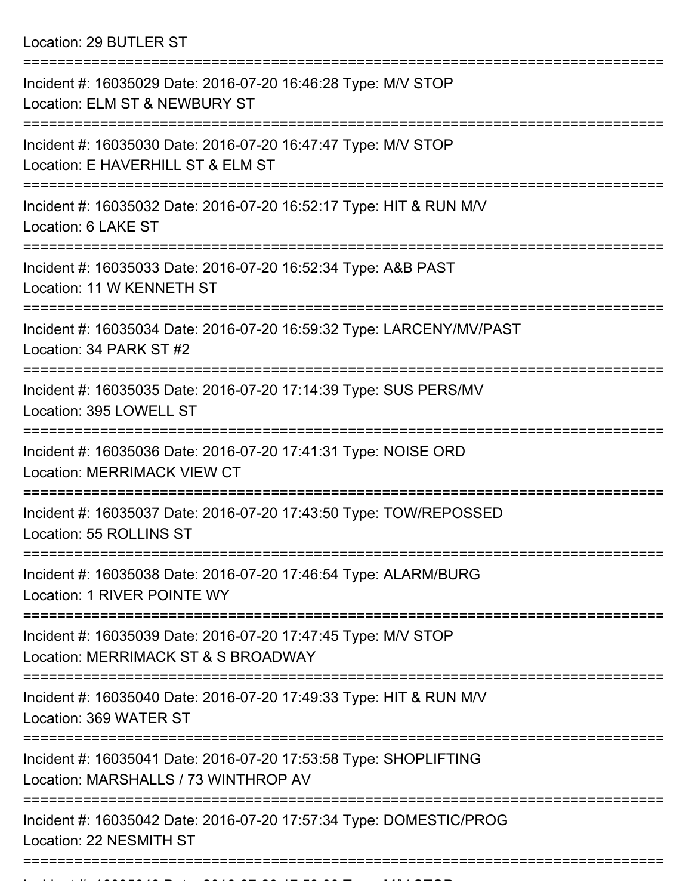Location: 29 BUTLER ST

===========================================================================

Incident #: 16035029 Date: 2016-07-20 16:46:28 Type: M/V STOP
Location: ELM ST & NEWBURY ST

===========================================================================

Incident #: 16035030 Date: 2016-07-20 16:47:47 Type: M/V STOP
Location: E HAVERHILL ST & ELM ST

===========================================================================

Incident #: 16035032 Date: 2016-07-20 16:52:17 Type: HIT & RUN M/V
Location: 6 LAKE ST

===========================================================================

Incident #: 16035033 Date: 2016-07-20 16:52:34 Type: A&B PAST
Location: 11 W KENNETH ST

===========================================================================

Incident #: 16035034 Date: 2016-07-20 16:59:32 Type: LARCENY/MV/PAST
Location: 34 PARK ST #2

===========================================================================

Incident #: 16035035 Date: 2016-07-20 17:14:39 Type: SUS PERS/MV
Location: 395 LOWELL ST

===========================================================================

Incident #: 16035036 Date: 2016-07-20 17:41:31 Type: NOISE ORD
Location: MERRIMACK VIEW CT

===========================================================================

Incident #: 16035037 Date: 2016-07-20 17:43:50 Type: TOW/REPOSSED
Location: 55 ROLLINS ST

===========================================================================

Incident #: 16035038 Date: 2016-07-20 17:46:54 Type: ALARM/BURG
Location: 1 RIVER POINTE WY

===========================================================================

Incident #: 16035039 Date: 2016-07-20 17:47:45 Type: M/V STOP
Location: MERRIMACK ST & S BROADWAY

===========================================================================

Incident #: 16035040 Date: 2016-07-20 17:49:33 Type: HIT & RUN M/V
Location: 369 WATER ST

===========================================================================

Incident #: 16035041 Date: 2016-07-20 17:53:58 Type: SHOPLIFTING
Location: MARSHALLS / 73 WINTHROP AV

===========================================================================

Incident #: 16035042 Date: 2016-07-20 17:57:34 Type: DOMESTIC/PROG
Location: 22 NESMITH ST

===========================================================================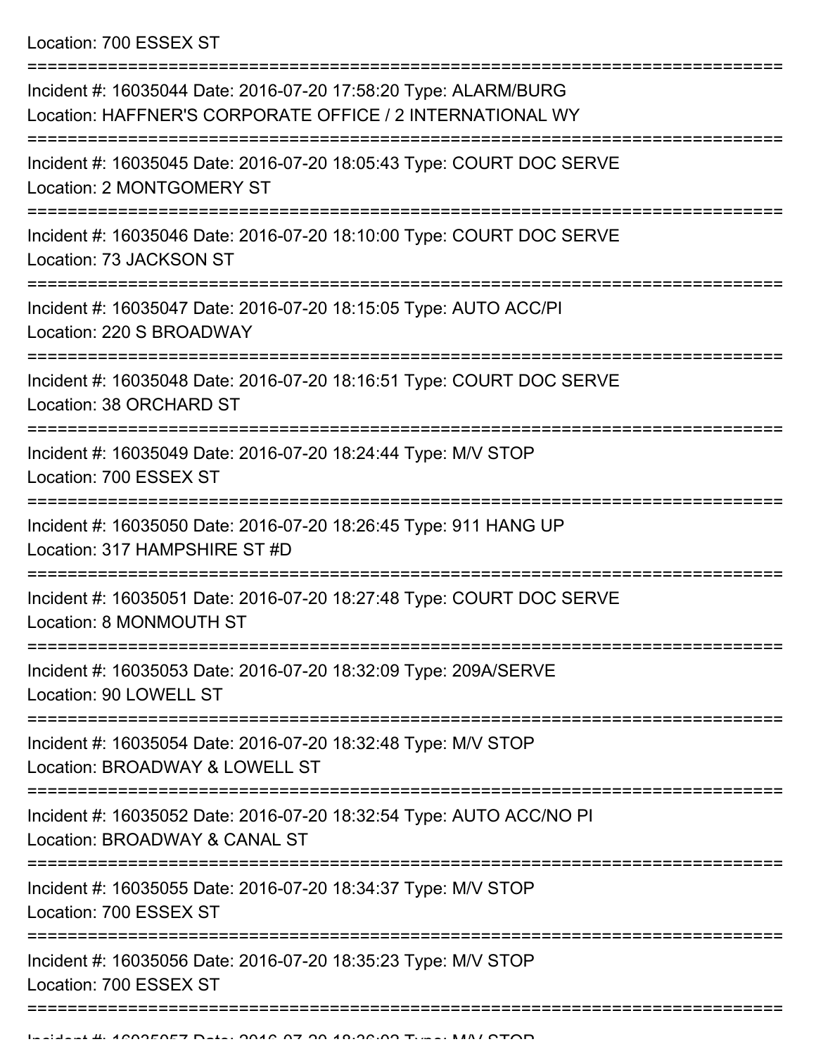Location: 700 ESSEX ST

===========================================================================

Incident #: 16035044 Date: 2016-07-20 17:58:20 Type: ALARM/BURG
Location: HAFFNER'S CORPORATE OFFICE / 2 INTERNATIONAL WY

===========================================================================

Incident #: 16035045 Date: 2016-07-20 18:05:43 Type: COURT DOC SERVE
Location: 2 MONTGOMERY ST

===========================================================================

Incident #: 16035046 Date: 2016-07-20 18:10:00 Type: COURT DOC SERVE
Location: 73 JACKSON ST

===========================================================================

Incident #: 16035047 Date: 2016-07-20 18:15:05 Type: AUTO ACC/PI
Location: 220 S BROADWAY

===========================================================================

Incident #: 16035048 Date: 2016-07-20 18:16:51 Type: COURT DOC SERVE
Location: 38 ORCHARD ST

===========================================================================

Incident #: 16035049 Date: 2016-07-20 18:24:44 Type: M/V STOP
Location: 700 ESSEX ST

===========================================================================

Incident #: 16035050 Date: 2016-07-20 18:26:45 Type: 911 HANG UP
Location: 317 HAMPSHIRE ST #D

===========================================================================

Incident #: 16035051 Date: 2016-07-20 18:27:48 Type: COURT DOC SERVE
Location: 8 MONMOUTH ST

===========================================================================

Incident #: 16035053 Date: 2016-07-20 18:32:09 Type: 209A/SERVE
Location: 90 LOWELL ST

===========================================================================

Incident #: 16035054 Date: 2016-07-20 18:32:48 Type: M/V STOP
Location: BROADWAY & LOWELL ST

===========================================================================

Incident #: 16035052 Date: 2016-07-20 18:32:54 Type: AUTO ACC/NO PI
Location: BROADWAY & CANAL ST

===========================================================================

Incident #: 16035055 Date: 2016-07-20 18:34:37 Type: M/V STOP
Location: 700 ESSEX ST

===========================================================================

Incident #: 16035056 Date: 2016-07-20 18:35:23 Type: M/V STOP
Location: 700 ESSEX ST

===========================================================================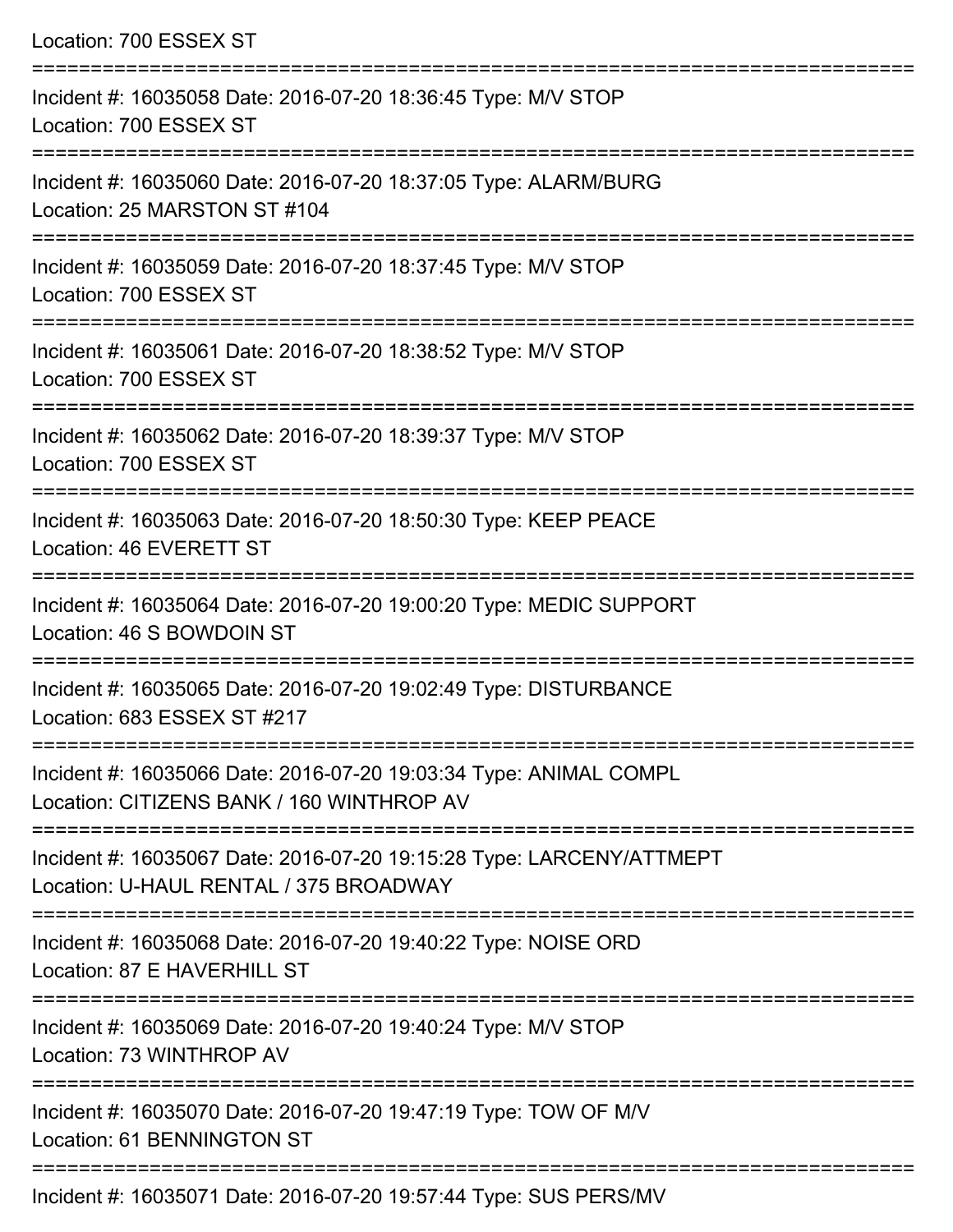Location: 700 ESSEX ST

===========================================================================

Incident #: 16035058 Date: 2016-07-20 18:36:45 Type: M/V STOP
Location: 700 ESSEX ST

===========================================================================

Incident #: 16035060 Date: 2016-07-20 18:37:05 Type: ALARM/BURG
Location: 25 MARSTON ST #104

===========================================================================

Incident #: 16035059 Date: 2016-07-20 18:37:45 Type: M/V STOP
Location: 700 ESSEX ST

===========================================================================

Incident #: 16035061 Date: 2016-07-20 18:38:52 Type: M/V STOP
Location: 700 ESSEX ST

===========================================================================

Incident #: 16035062 Date: 2016-07-20 18:39:37 Type: M/V STOP
Location: 700 ESSEX ST

===========================================================================

Incident #: 16035063 Date: 2016-07-20 18:50:30 Type: KEEP PEACE
Location: 46 EVERETT ST

===========================================================================

Incident #: 16035064 Date: 2016-07-20 19:00:20 Type: MEDIC SUPPORT
Location: 46 S BOWDOIN ST

===========================================================================

Incident #: 16035065 Date: 2016-07-20 19:02:49 Type: DISTURBANCE
Location: 683 ESSEX ST #217

===========================================================================

Incident #: 16035066 Date: 2016-07-20 19:03:34 Type: ANIMAL COMPL
Location: CITIZENS BANK / 160 WINTHROP AV

===========================================================================

Incident #: 16035067 Date: 2016-07-20 19:15:28 Type: LARCENY/ATTMEPT
Location: U-HAUL RENTAL / 375 BROADWAY

===========================================================================

Incident #: 16035068 Date: 2016-07-20 19:40:22 Type: NOISE ORD
Location: 87 E HAVERHILL ST

===========================================================================

Incident #: 16035069 Date: 2016-07-20 19:40:24 Type: M/V STOP
Location: 73 WINTHROP AV

===========================================================================

Incident #: 16035070 Date: 2016-07-20 19:47:19 Type: TOW OF M/V
Location: 61 BENNINGTON ST

===========================================================================

Incident #: 16035071 Date: 2016-07-20 19:57:44 Type: SUS PERS/MV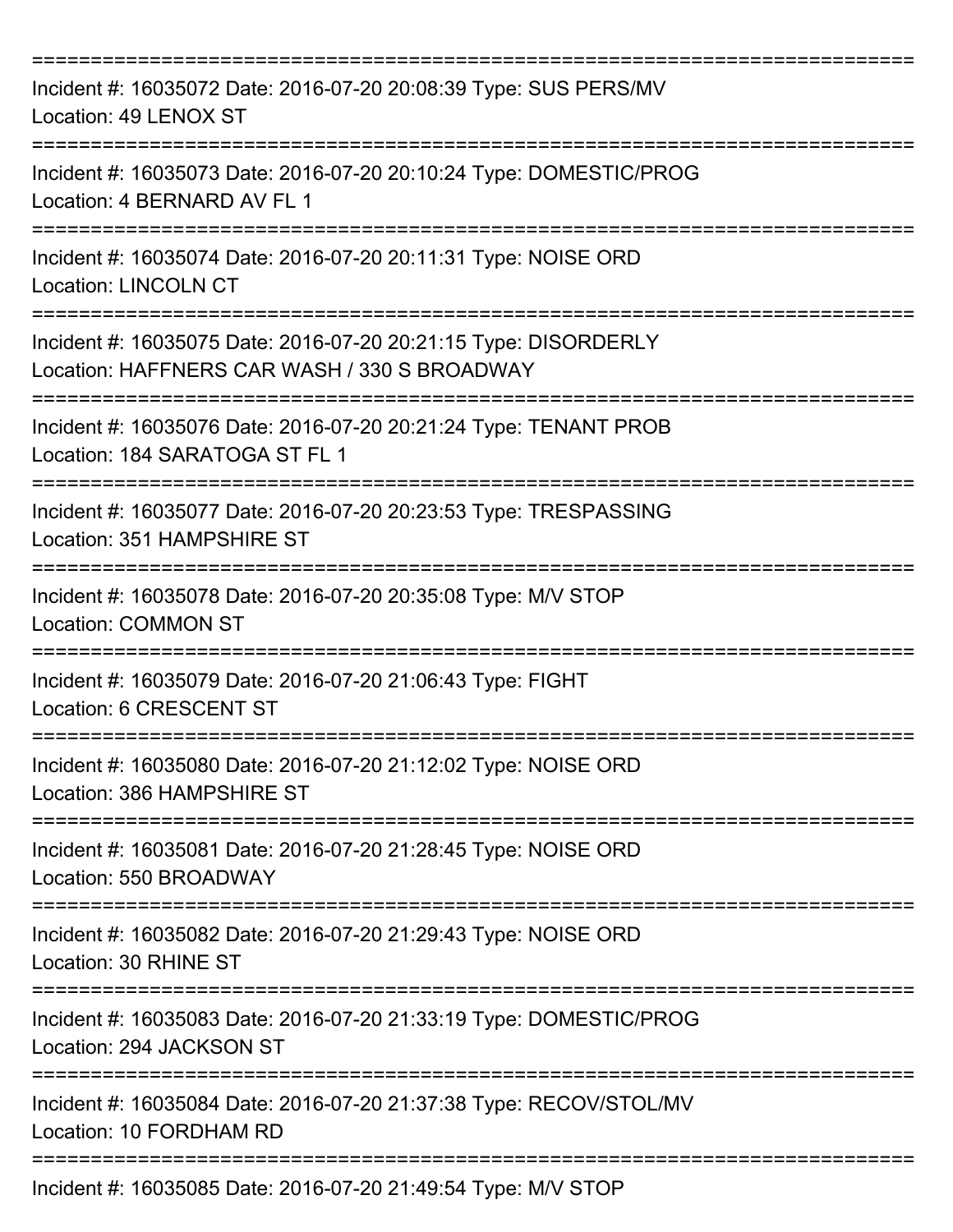===========================================================================

Incident #: 16035072 Date: 2016-07-20 20:08:39 Type: SUS PERS/MV
Location: 49 LENOX ST

===========================================================================

Incident #: 16035073 Date: 2016-07-20 20:10:24 Type: DOMESTIC/PROG
Location: 4 BERNARD AV FL 1

===========================================================================

Incident #: 16035074 Date: 2016-07-20 20:11:31 Type: NOISE ORD
Location: LINCOLN CT

===========================================================================

Incident #: 16035075 Date: 2016-07-20 20:21:15 Type: DISORDERLY
Location: HAFFNERS CAR WASH / 330 S BROADWAY

===========================================================================

Incident #: 16035076 Date: 2016-07-20 20:21:24 Type: TENANT PROB
Location: 184 SARATOGA ST FL 1

===========================================================================

Incident #: 16035077 Date: 2016-07-20 20:23:53 Type: TRESPASSING
Location: 351 HAMPSHIRE ST

===========================================================================

Incident #: 16035078 Date: 2016-07-20 20:35:08 Type: M/V STOP
Location: COMMON ST

===========================================================================

Incident #: 16035079 Date: 2016-07-20 21:06:43 Type: FIGHT
Location: 6 CRESCENT ST

===========================================================================

Incident #: 16035080 Date: 2016-07-20 21:12:02 Type: NOISE ORD
Location: 386 HAMPSHIRE ST

===========================================================================

Incident #: 16035081 Date: 2016-07-20 21:28:45 Type: NOISE ORD
Location: 550 BROADWAY

===========================================================================

Incident #: 16035082 Date: 2016-07-20 21:29:43 Type: NOISE ORD
Location: 30 RHINE ST

===========================================================================

Incident #: 16035083 Date: 2016-07-20 21:33:19 Type: DOMESTIC/PROG
Location: 294 JACKSON ST

===========================================================================

Incident #: 16035084 Date: 2016-07-20 21:37:38 Type: RECOV/STOL/MV
Location: 10 FORDHAM RD

===========================================================================

Incident #: 16035085 Date: 2016-07-20 21:49:54 Type: M/V STOP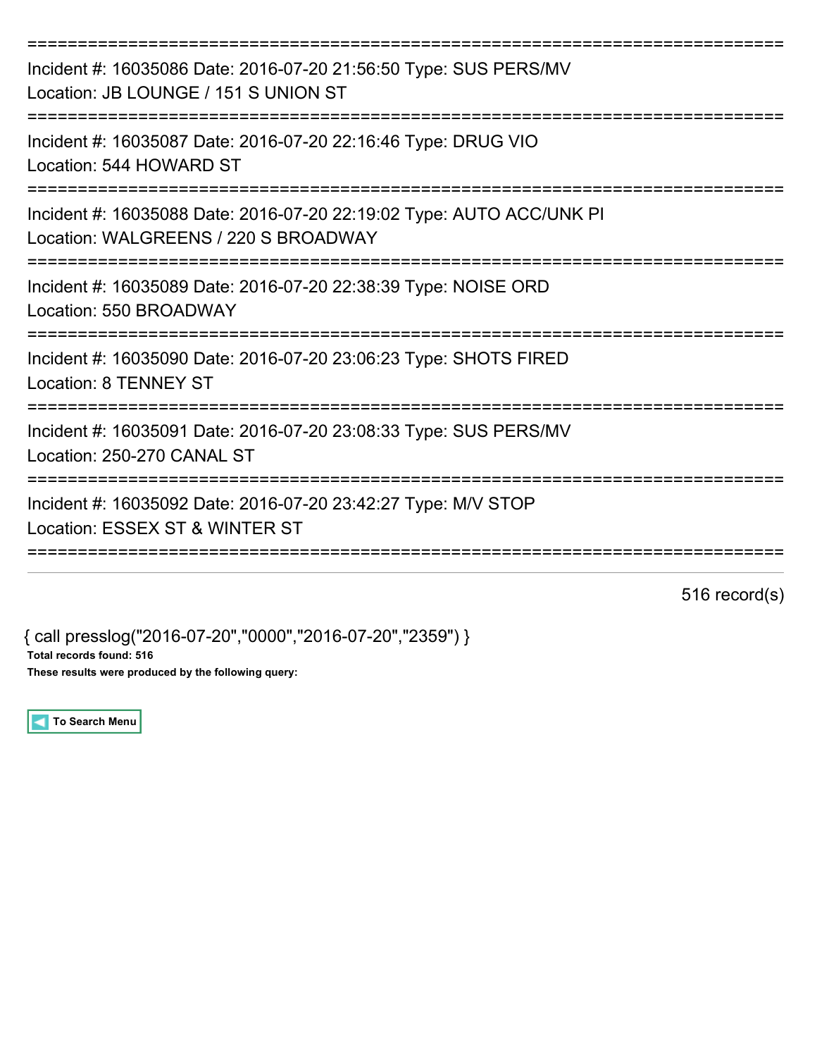Incident #: 16035086 Date: 2016-07-20 21:56:50 Type: SUS PERS/MV
Location: JB LOUNGE / 151 S UNION ST

Incident #: 16035087 Date: 2016-07-20 22:16:46 Type: DRUG VIO
Location: 544 HOWARD ST

Incident #: 16035088 Date: 2016-07-20 22:19:02 Type: AUTO ACC/UNK PI
Location: WALGREENS / 220 S BROADWAY

Incident #: 16035089 Date: 2016-07-20 22:38:39 Type: NOISE ORD
Location: 550 BROADWAY

Incident #: 16035090 Date: 2016-07-20 23:06:23 Type: SHOTS FIRED
Location: 8 TENNEY ST

Incident #: 16035091 Date: 2016-07-20 23:08:33 Type: SUS PERS/MV
Location: 250-270 CANAL ST

Incident #: 16035092 Date: 2016-07-20 23:42:27 Type: M/V STOP
Location: ESSEX ST & WINTER ST

516 record(s)

{ call presslog("2016-07-20","0000","2016-07-20","2359") }

**Total records found: 516**

**These results were produced by the following query:**

To Search Menu